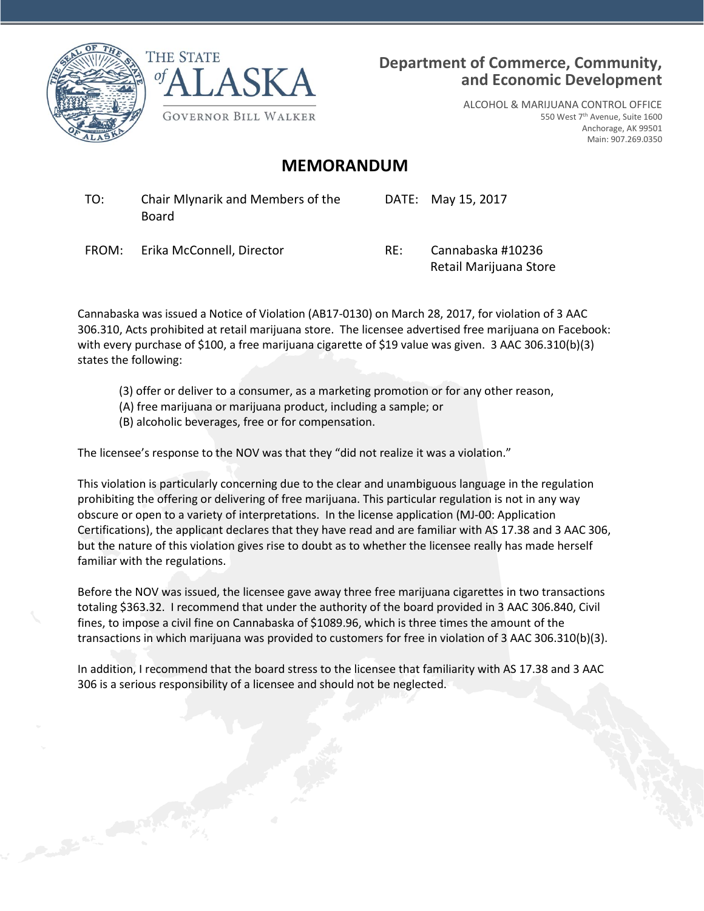THE STATE of ALASKA

GOVERNOR BILL WALKER

**Department of Commerce, Community, and Economic Development**

ALCOHOL & MARIJUANA CONTROL OFFICE
550 West 7th Avenue, Suite 1600
Anchorage, AK 99501
Main: 907.269.0350

# MEMORANDUM

| | | | |
|---|---|---|---|
| TO: | Chair Mlynarik and Members of the Board | DATE: | May 15, 2017 |
| FROM: | Erika McConnell, Director | RE: | Cannabaska #10236 Retail Marijuana Store |

Cannabaska was issued a Notice of Violation (AB17-0130) on March 28, 2017, for violation of 3 AAC 306.310, Acts prohibited at retail marijuana store. The licensee advertised free marijuana on Facebook: with every purchase of $100, a free marijuana cigarette of $19 value was given. 3 AAC 306.310(b)(3) states the following:

> (3) offer or deliver to a consumer, as a marketing promotion or for any other reason,
> (A) free marijuana or marijuana product, including a sample; or
> (B) alcoholic beverages, free or for compensation.

The licensee's response to the NOV was that they "did not realize it was a violation."

This violation is particularly concerning due to the clear and unambiguous language in the regulation prohibiting the offering or delivering of free marijuana. This particular regulation is not in any way obscure or open to a variety of interpretations. In the license application (MJ-00: Application Certifications), the applicant declares that they have read and are familiar with AS 17.38 and 3 AAC 306, but the nature of this violation gives rise to doubt as to whether the licensee really has made herself familiar with the regulations.

Before the NOV was issued, the licensee gave away three free marijuana cigarettes in two transactions totaling $363.32. I recommend that under the authority of the board provided in 3 AAC 306.840, Civil fines, to impose a civil fine on Cannabaska of $1089.96, which is three times the amount of the transactions in which marijuana was provided to customers for free in violation of 3 AAC 306.310(b)(3).

In addition, I recommend that the board stress to the licensee that familiarity with AS 17.38 and 3 AAC 306 is a serious responsibility of a licensee and should not be neglected.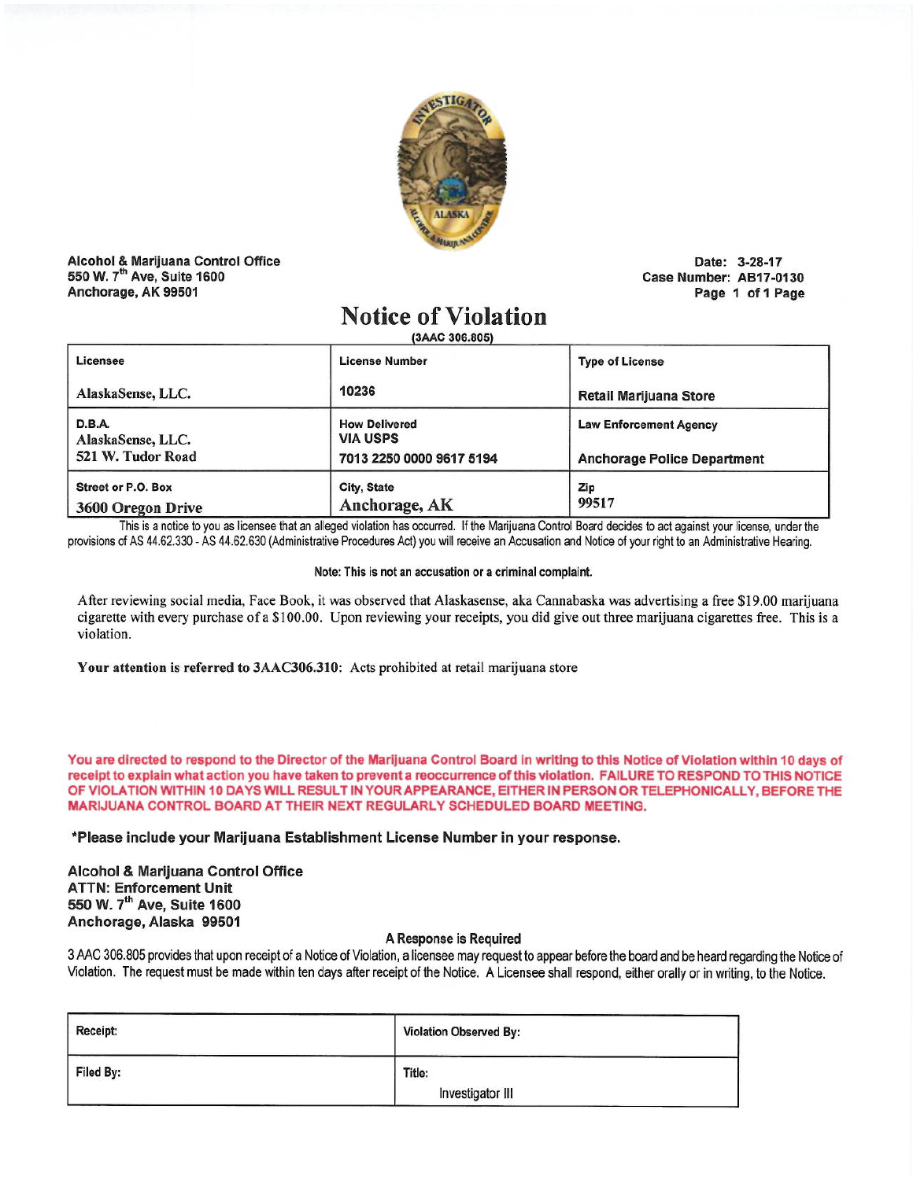Alcohol & Marijuana Control Office
550 W. 7th Ave, Suite 1600
Anchorage, AK 99501

Date: 3-28-17
Case Number: AB17-0130
Page 1 of 1 Page

# Notice of Violation

(3AAC 306.805)

| Licensee | License Number | Type of License |
|---|---|---|
| AlaskaSense, LLC. | 10236 | Retail Marijuana Store |
| D.B.A. AlaskaSense, LLC. 521 W. Tudor Road | How Delivered VIA USPS 7013 2250 0000 9617 5194 | Law Enforcement Agency Anchorage Police Department |
| Street or P.O. Box 3600 Oregon Drive | City, State Anchorage, AK | Zip 99517 |

This is a notice to you as licensee that an alleged violation has occurred. If the Marijuana Control Board decides to act against your license, under the provisions of AS 44.62.330 - AS 44.62.630 (Administrative Procedures Act) you will receive an Accusation and Notice of your right to an Administrative Hearing.

Note: This is not an accusation or a criminal complaint.

After reviewing social media, Face Book, it was observed that Alaskasense, aka Cannabaska was advertising a free $19.00 marijuana cigarette with every purchase of a $100.00. Upon reviewing your receipts, you did give out three marijuana cigarettes free. This is a violation.

**Your attention is referred to 3AAC306.310:** Acts prohibited at retail marijuana store

**You are directed to respond to the Director of the Marijuana Control Board in writing to this Notice of Violation within 10 days of receipt to explain what action you have taken to prevent a reoccurrence of this violation. FAILURE TO RESPOND TO THIS NOTICE OF VIOLATION WITHIN 10 DAYS WILL RESULT IN YOUR APPEARANCE, EITHER IN PERSON OR TELEPHONICALLY, BEFORE THE MARIJUANA CONTROL BOARD AT THEIR NEXT REGULARLY SCHEDULED BOARD MEETING.**

**\*Please include your Marijuana Establishment License Number in your response.**

**Alcohol & Marijuana Control Office**
**ATTN: Enforcement Unit**
**550 W. 7th Ave, Suite 1600**
**Anchorage, Alaska 99501**

A Response is Required

3 AAC 306.805 provides that upon receipt of a Notice of Violation, a licensee may request to appear before the board and be heard regarding the Notice of Violation. The request must be made within ten days after receipt of the Notice. A Licensee shall respond, either orally or in writing, to the Notice.

| Receipt: | Violation Observed By: |
|---|---|
| Filed By: | Title: Investigator III |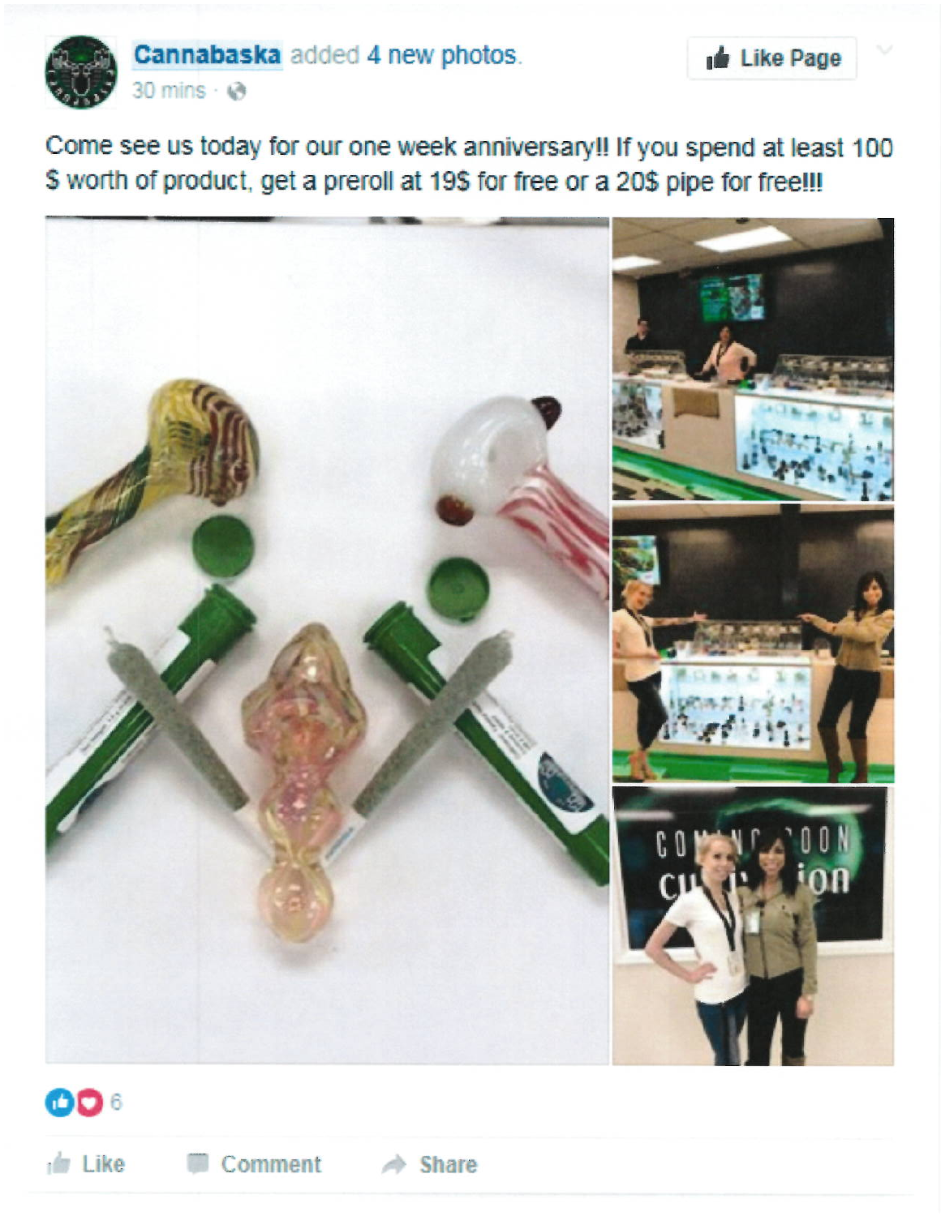**Cannabaska** added 4 new photos.
30 mins ·

Come see us today for our one week anniversary!! If you spend at least 100 $ worth of product, get a preroll at 19$ for free or a 20$ pipe for free!!!

6

Like Comment Share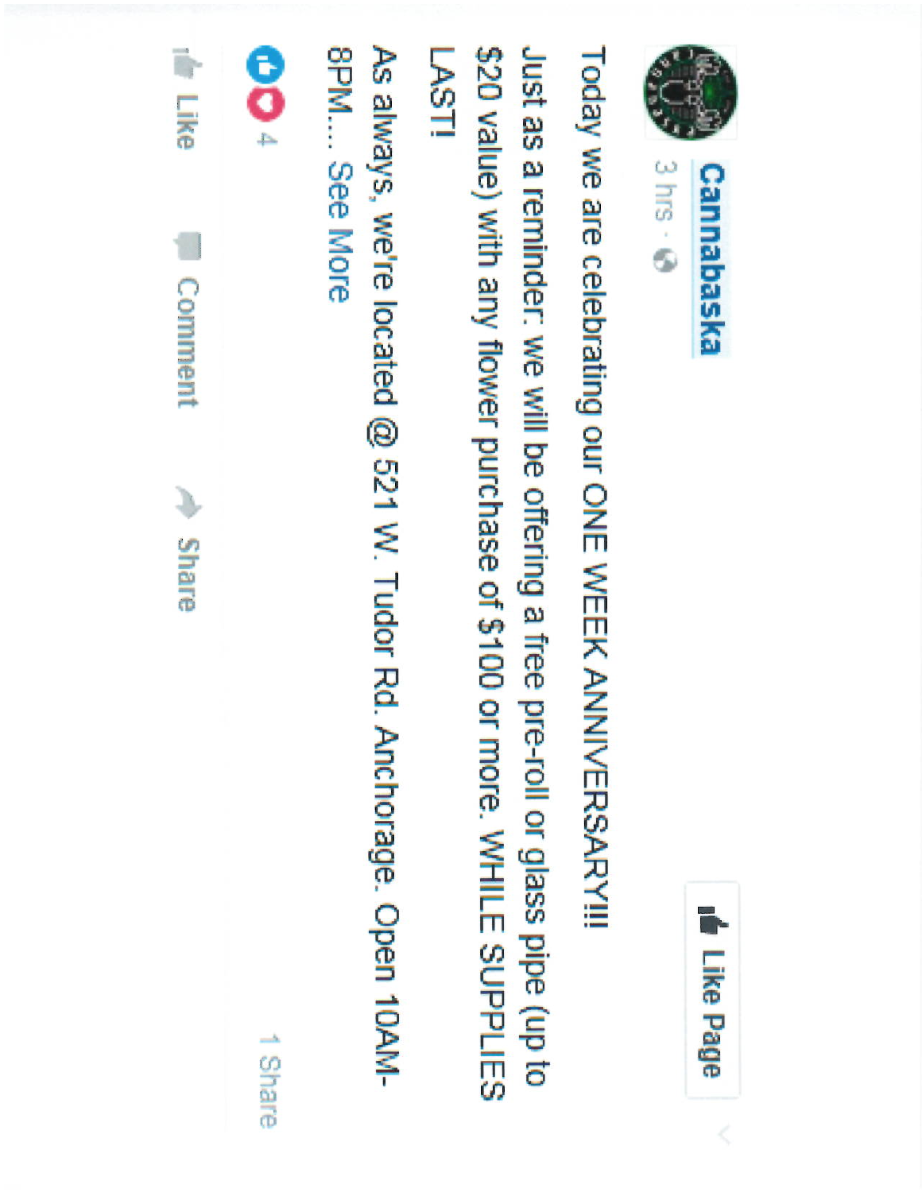**Cannabaska**

3 hrs ·

Like Page

Today we are celebrating our ONE WEEK ANNIVERSARY!!!

Just as a reminder: we will be offering a free pre-roll or glass pipe (up to $20 value) with any flower purchase of $100 or more. WHILE SUPPLIES LAST!

As always, we're located @ 521 W. Tudor Rd. Anchorage. Open 10AM-8PM.... See More

4 · 1 Share

Like · Comment · Share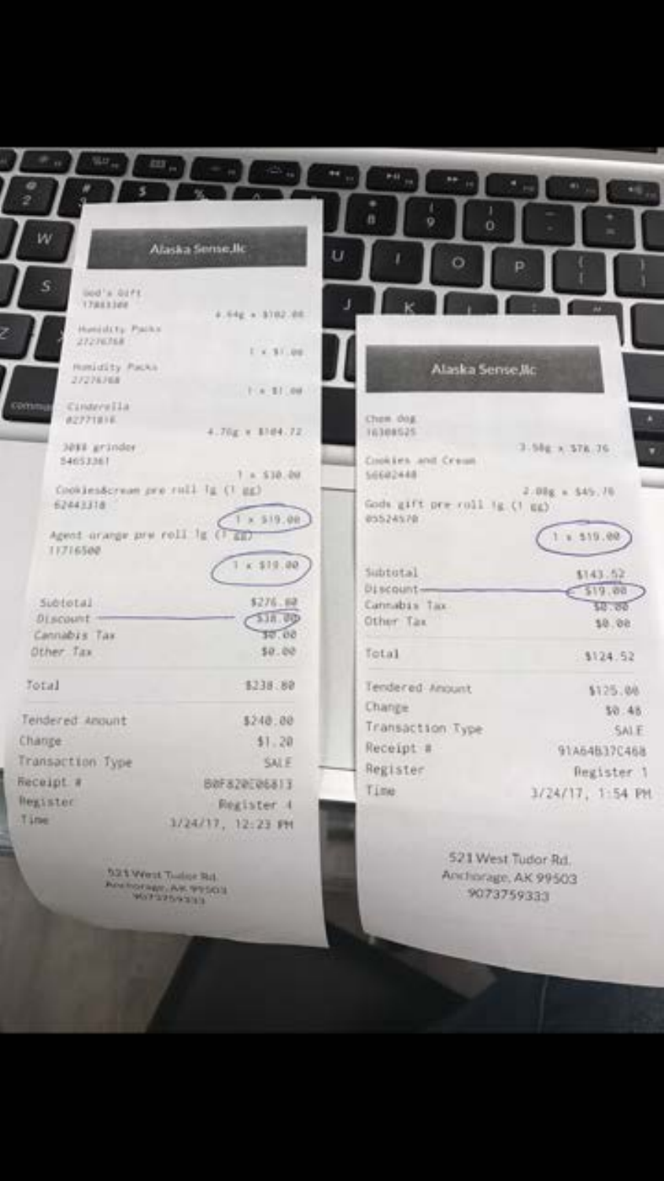## Alaska Sense,llc

God's Gift
17883300

4.64g x $102.08

Humidity Packs
27276768

1 x $1.00

Humidity Packs
27276768

1 x $1.00

Cinderella
02771816

4.70g x $104.72

3000 grindor
54653361

1 x $30.00

Cookies&cream pre roll 1g (1 gg)
62443318

1 x $19.00

Agent orange pre roll 1g (1 gg)
11716500

1 x $19.00

| | |
|---|---|
| Subtotal | $276.80 |
| Discount | $38.00 |
| Cannabis Tax | $0.00 |
| Other Tax | $0.00 |
| Total | $238.80 |
| Tendered Amount | $240.00 |
| Change | $1.20 |
| Transaction Type | SALE |
| Receipt # | B0F820C06813 |
| Register | Register 4 |
| Time | 3/24/17, 12:23 PM |

521 West Tudor Rd.
Anchorage, AK 99503
9073759333

## Alaska Sense,llc

Chem dog
16308525

3.58g x $78.76

Cookies and Cream
56602440

2.08g x $45.76

Gods gift pre roll 1g (1 gg)
05524570

1 x $19.00

| | |
|---|---|
| Subtotal | $143.52 |
| Discount | $19.00 |
| Cannabis Tax | $0.00 |
| Other Tax | $0.00 |
| Total | $124.52 |
| Tendered Amount | $125.00 |
| Change | $0.48 |
| Transaction Type | SALE |
| Receipt # | 91A64B37C468 |
| Register | Register 1 |
| Time | 3/24/17, 1:54 PM |

521 West Tudor Rd.
Anchorage, AK 99503
9073759333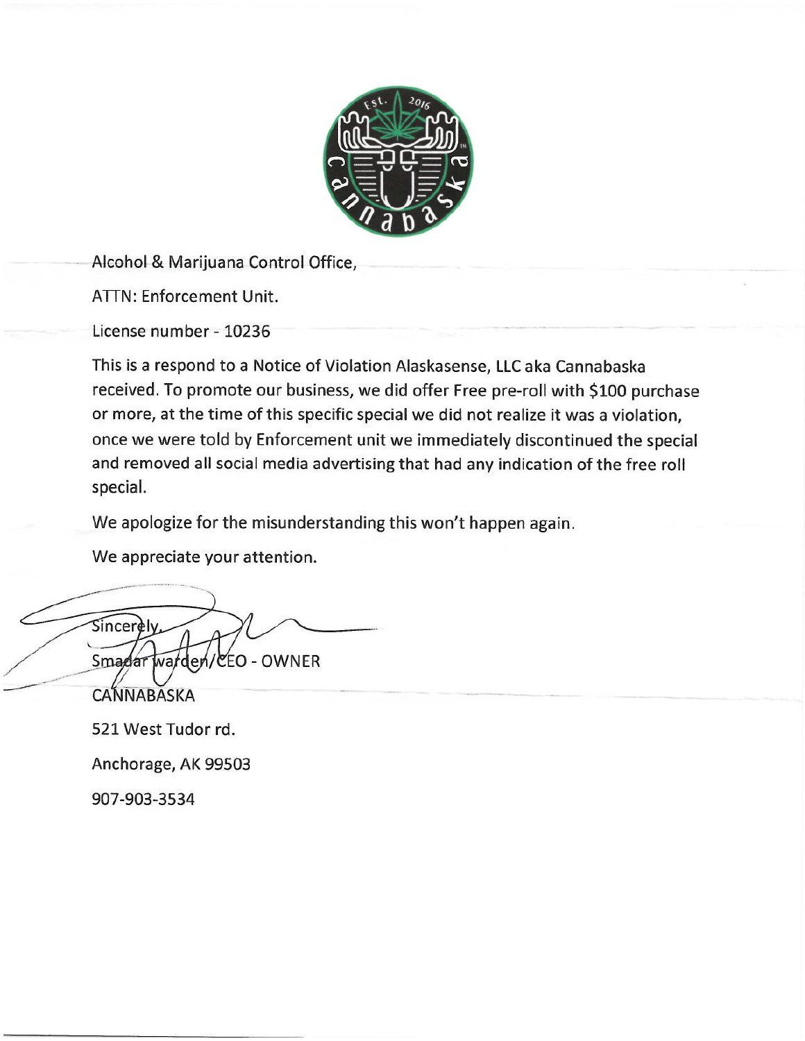Alcohol & Marijuana Control Office,

ATTN: Enforcement Unit.

License number - 10236

This is a respond to a Notice of Violation Alaskasense, LLC aka Cannabaska received. To promote our business, we did offer Free pre-roll with $100 purchase or more, at the time of this specific special we did not realize it was a violation, once we were told by Enforcement unit we immediately discontinued the special and removed all social media advertising that had any indication of the free roll special.

We apologize for the misunderstanding this won't happen again.

We appreciate your attention.

Sincerely,

Smadar warden/CEO - OWNER

CANNABASKA

521 West Tudor rd.

Anchorage, AK 99503

907-903-3534